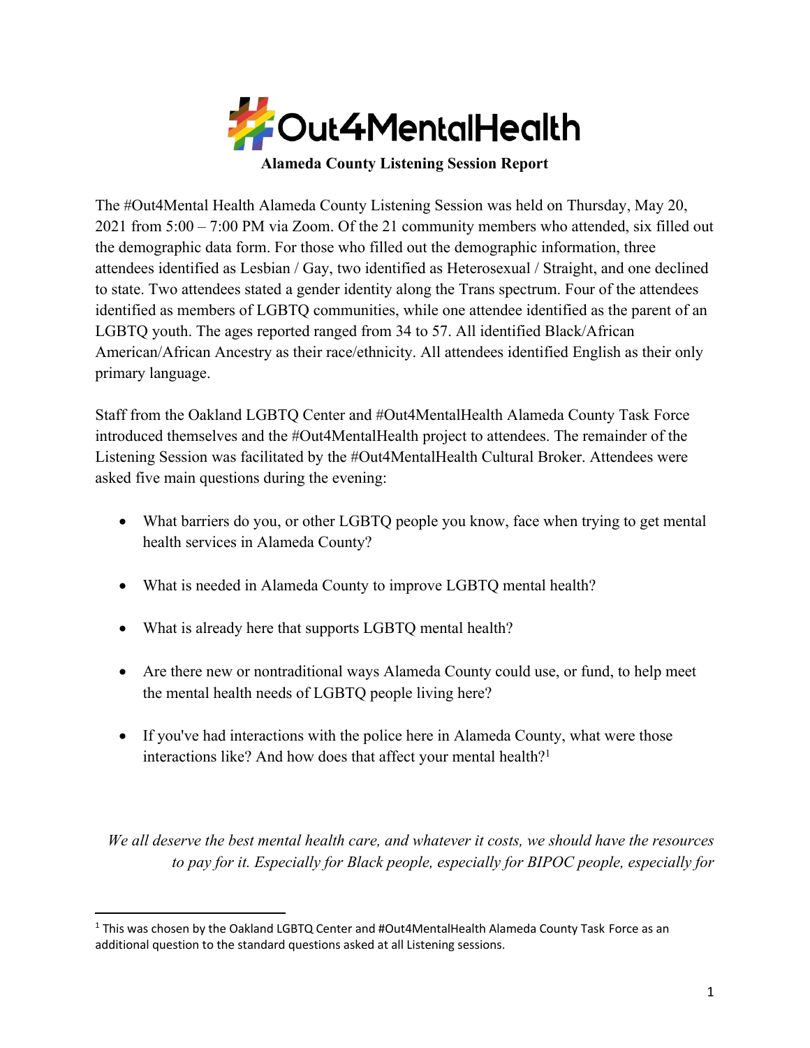# #Out4MentalHealth

## Alameda County Listening Session Report

The #Out4Mental Health Alameda County Listening Session was held on Thursday, May 20, 2021 from 5:00 – 7:00 PM via Zoom. Of the 21 community members who attended, six filled out the demographic data form. For those who filled out the demographic information, three attendees identified as Lesbian / Gay, two identified as Heterosexual / Straight, and one declined to state. Two attendees stated a gender identity along the Trans spectrum. Four of the attendees identified as members of LGBTQ communities, while one attendee identified as the parent of an LGBTQ youth. The ages reported ranged from 34 to 57. All identified Black/African American/African Ancestry as their race/ethnicity. All attendees identified English as their only primary language.

Staff from the Oakland LGBTQ Center and #Out4MentalHealth Alameda County Task Force introduced themselves and the #Out4MentalHealth project to attendees. The remainder of the Listening Session was facilitated by the #Out4MentalHealth Cultural Broker. Attendees were asked five main questions during the evening:

- What barriers do you, or other LGBTQ people you know, face when trying to get mental health services in Alameda County?
- What is needed in Alameda County to improve LGBTQ mental health?
- What is already here that supports LGBTQ mental health?
- Are there new or nontraditional ways Alameda County could use, or fund, to help meet the mental health needs of LGBTQ people living here?
- If you've had interactions with the police here in Alameda County, what were those interactions like? And how does that affect your mental health?[1]

*We all deserve the best mental health care, and whatever it costs, we should have the resources to pay for it. Especially for Black people, especially for BIPOC people, especially for*

---

[1] This was chosen by the Oakland LGBTQ Center and #Out4MentalHealth Alameda County Task Force as an additional question to the standard questions asked at all Listening sessions.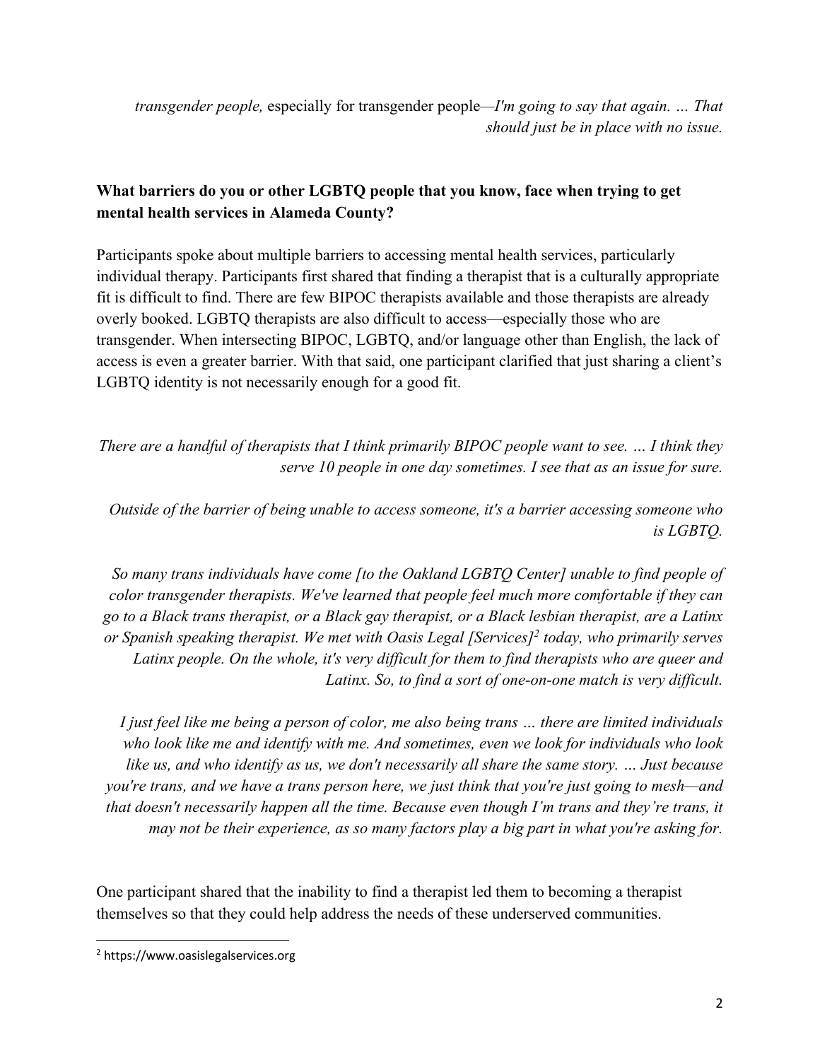*transgender people,* especially for transgender people—*I'm going to say that again. … That should just be in place with no issue.*

**What barriers do you or other LGBTQ people that you know, face when trying to get mental health services in Alameda County?**

Participants spoke about multiple barriers to accessing mental health services, particularly individual therapy. Participants first shared that finding a therapist that is a culturally appropriate fit is difficult to find. There are few BIPOC therapists available and those therapists are already overly booked. LGBTQ therapists are also difficult to access—especially those who are transgender. When intersecting BIPOC, LGBTQ, and/or language other than English, the lack of access is even a greater barrier. With that said, one participant clarified that just sharing a client's LGBTQ identity is not necessarily enough for a good fit.

*There are a handful of therapists that I think primarily BIPOC people want to see. … I think they serve 10 people in one day sometimes. I see that as an issue for sure.*

*Outside of the barrier of being unable to access someone, it's a barrier accessing someone who is LGBTQ.*

*So many trans individuals have come [to the Oakland LGBTQ Center] unable to find people of color transgender therapists. We've learned that people feel much more comfortable if they can go to a Black trans therapist, or a Black gay therapist, or a Black lesbian therapist, are a Latinx or Spanish speaking therapist. We met with Oasis Legal [Services][2] today, who primarily serves Latinx people. On the whole, it's very difficult for them to find therapists who are queer and Latinx. So, to find a sort of one-on-one match is very difficult.*

*I just feel like me being a person of color, me also being trans … there are limited individuals who look like me and identify with me. And sometimes, even we look for individuals who look like us, and who identify as us, we don't necessarily all share the same story. … Just because you're trans, and we have a trans person here, we just think that you're just going to mesh—and that doesn't necessarily happen all the time. Because even though I'm trans and they're trans, it may not be their experience, as so many factors play a big part in what you're asking for.*

One participant shared that the inability to find a therapist led them to becoming a therapist themselves so that they could help address the needs of these underserved communities.

[2] https://www.oasislegalservices.org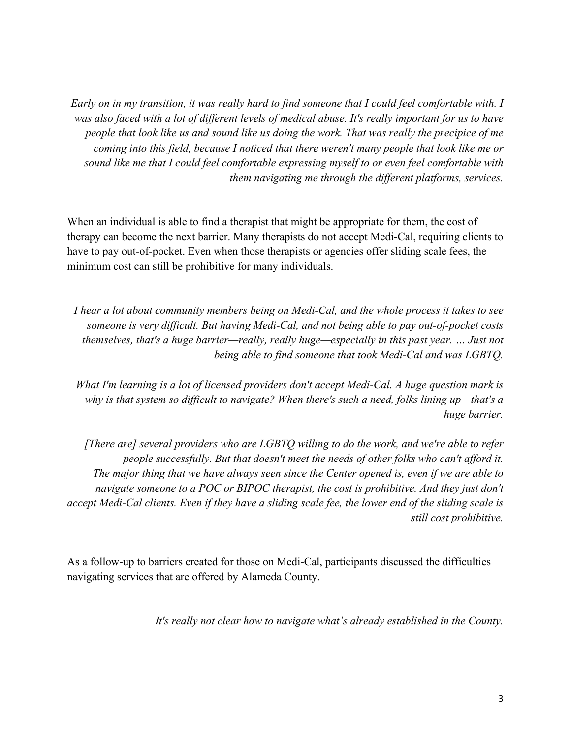*Early on in my transition, it was really hard to find someone that I could feel comfortable with. I was also faced with a lot of different levels of medical abuse. It's really important for us to have people that look like us and sound like us doing the work. That was really the precipice of me coming into this field, because I noticed that there weren't many people that look like me or sound like me that I could feel comfortable expressing myself to or even feel comfortable with them navigating me through the different platforms, services.*

When an individual is able to find a therapist that might be appropriate for them, the cost of therapy can become the next barrier. Many therapists do not accept Medi-Cal, requiring clients to have to pay out-of-pocket. Even when those therapists or agencies offer sliding scale fees, the minimum cost can still be prohibitive for many individuals.

*I hear a lot about community members being on Medi-Cal, and the whole process it takes to see someone is very difficult. But having Medi-Cal, and not being able to pay out-of-pocket costs themselves, that's a huge barrier—really, really huge—especially in this past year. … Just not being able to find someone that took Medi-Cal and was LGBTQ.*

*What I'm learning is a lot of licensed providers don't accept Medi-Cal. A huge question mark is why is that system so difficult to navigate? When there's such a need, folks lining up—that's a huge barrier.*

*[There are] several providers who are LGBTQ willing to do the work, and we're able to refer people successfully. But that doesn't meet the needs of other folks who can't afford it. The major thing that we have always seen since the Center opened is, even if we are able to navigate someone to a POC or BIPOC therapist, the cost is prohibitive. And they just don't accept Medi-Cal clients. Even if they have a sliding scale fee, the lower end of the sliding scale is still cost prohibitive.*

As a follow-up to barriers created for those on Medi-Cal, participants discussed the difficulties navigating services that are offered by Alameda County.

*It's really not clear how to navigate what's already established in the County.*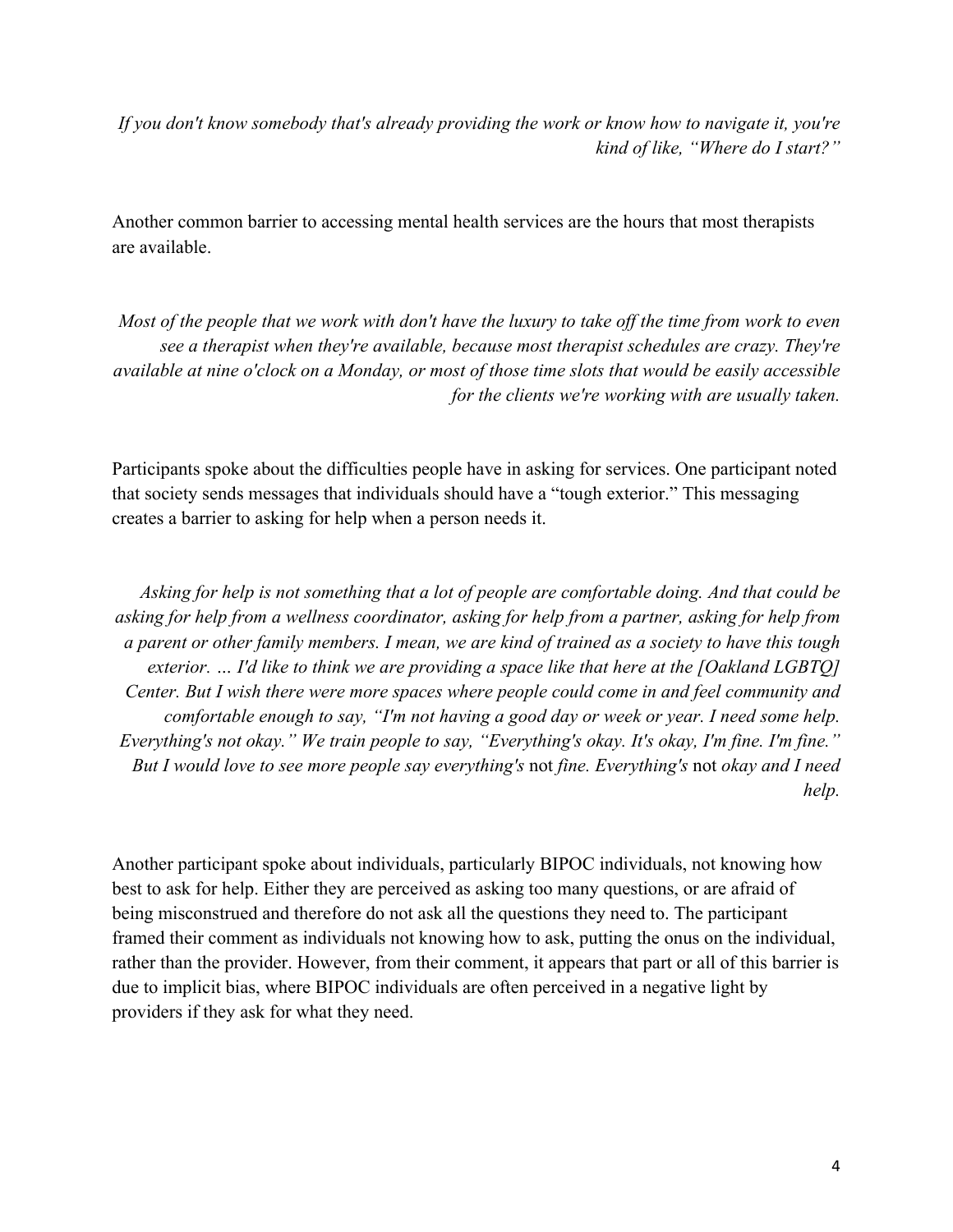*If you don't know somebody that's already providing the work or know how to navigate it, you're kind of like, "Where do I start?"*

Another common barrier to accessing mental health services are the hours that most therapists are available.

*Most of the people that we work with don't have the luxury to take off the time from work to even see a therapist when they're available, because most therapist schedules are crazy. They're available at nine o'clock on a Monday, or most of those time slots that would be easily accessible for the clients we're working with are usually taken.*

Participants spoke about the difficulties people have in asking for services. One participant noted that society sends messages that individuals should have a "tough exterior." This messaging creates a barrier to asking for help when a person needs it.

*Asking for help is not something that a lot of people are comfortable doing. And that could be asking for help from a wellness coordinator, asking for help from a partner, asking for help from a parent or other family members. I mean, we are kind of trained as a society to have this tough exterior. … I'd like to think we are providing a space like that here at the [Oakland LGBTQ] Center. But I wish there were more spaces where people could come in and feel community and comfortable enough to say, "I'm not having a good day or week or year. I need some help. Everything's not okay." We train people to say, "Everything's okay. It's okay, I'm fine. I'm fine." But I would love to see more people say everything's* not *fine. Everything's* not *okay and I need help.*

Another participant spoke about individuals, particularly BIPOC individuals, not knowing how best to ask for help. Either they are perceived as asking too many questions, or are afraid of being misconstrued and therefore do not ask all the questions they need to. The participant framed their comment as individuals not knowing how to ask, putting the onus on the individual, rather than the provider. However, from their comment, it appears that part or all of this barrier is due to implicit bias, where BIPOC individuals are often perceived in a negative light by providers if they ask for what they need.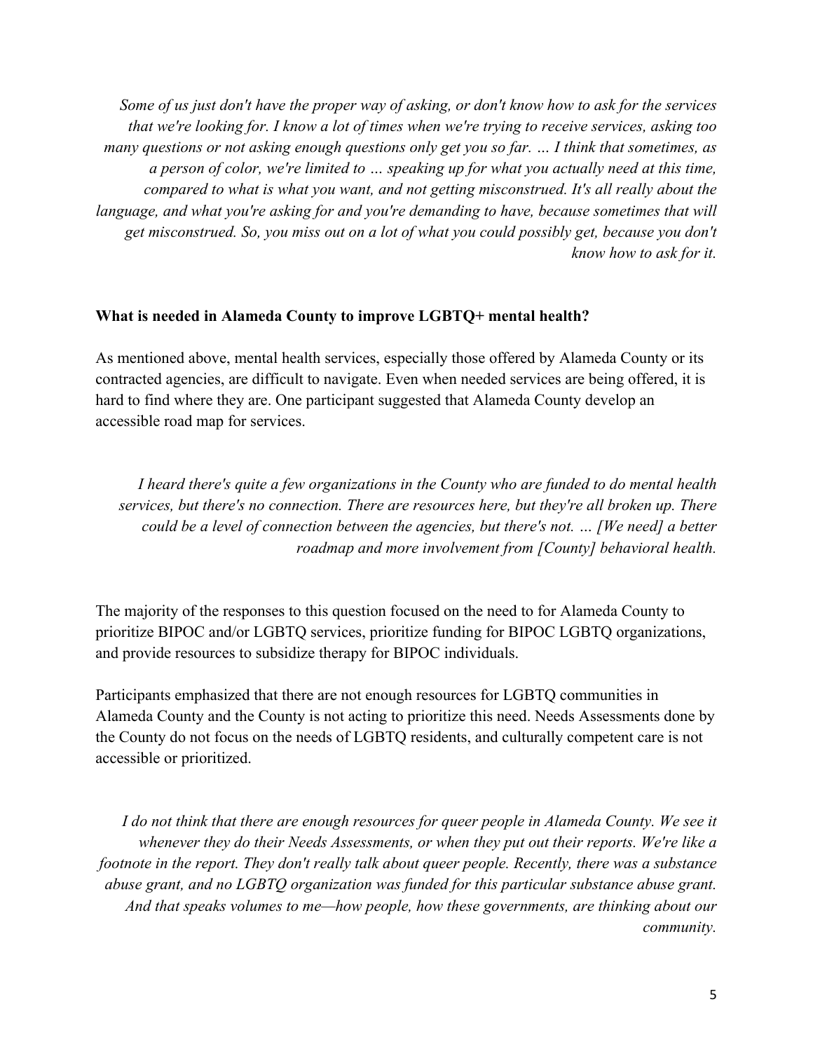*Some of us just don't have the proper way of asking, or don't know how to ask for the services that we're looking for. I know a lot of times when we're trying to receive services, asking too many questions or not asking enough questions only get you so far. … I think that sometimes, as a person of color, we're limited to … speaking up for what you actually need at this time, compared to what is what you want, and not getting misconstrued. It's all really about the language, and what you're asking for and you're demanding to have, because sometimes that will get misconstrued. So, you miss out on a lot of what you could possibly get, because you don't know how to ask for it.*

**What is needed in Alameda County to improve LGBTQ+ mental health?**

As mentioned above, mental health services, especially those offered by Alameda County or its contracted agencies, are difficult to navigate. Even when needed services are being offered, it is hard to find where they are. One participant suggested that Alameda County develop an accessible road map for services.

*I heard there's quite a few organizations in the County who are funded to do mental health services, but there's no connection. There are resources here, but they're all broken up. There could be a level of connection between the agencies, but there's not. … [We need] a better roadmap and more involvement from [County] behavioral health.*

The majority of the responses to this question focused on the need to for Alameda County to prioritize BIPOC and/or LGBTQ services, prioritize funding for BIPOC LGBTQ organizations, and provide resources to subsidize therapy for BIPOC individuals.

Participants emphasized that there are not enough resources for LGBTQ communities in Alameda County and the County is not acting to prioritize this need. Needs Assessments done by the County do not focus on the needs of LGBTQ residents, and culturally competent care is not accessible or prioritized.

*I do not think that there are enough resources for queer people in Alameda County. We see it whenever they do their Needs Assessments, or when they put out their reports. We're like a footnote in the report. They don't really talk about queer people. Recently, there was a substance abuse grant, and no LGBTQ organization was funded for this particular substance abuse grant. And that speaks volumes to me—how people, how these governments, are thinking about our community.*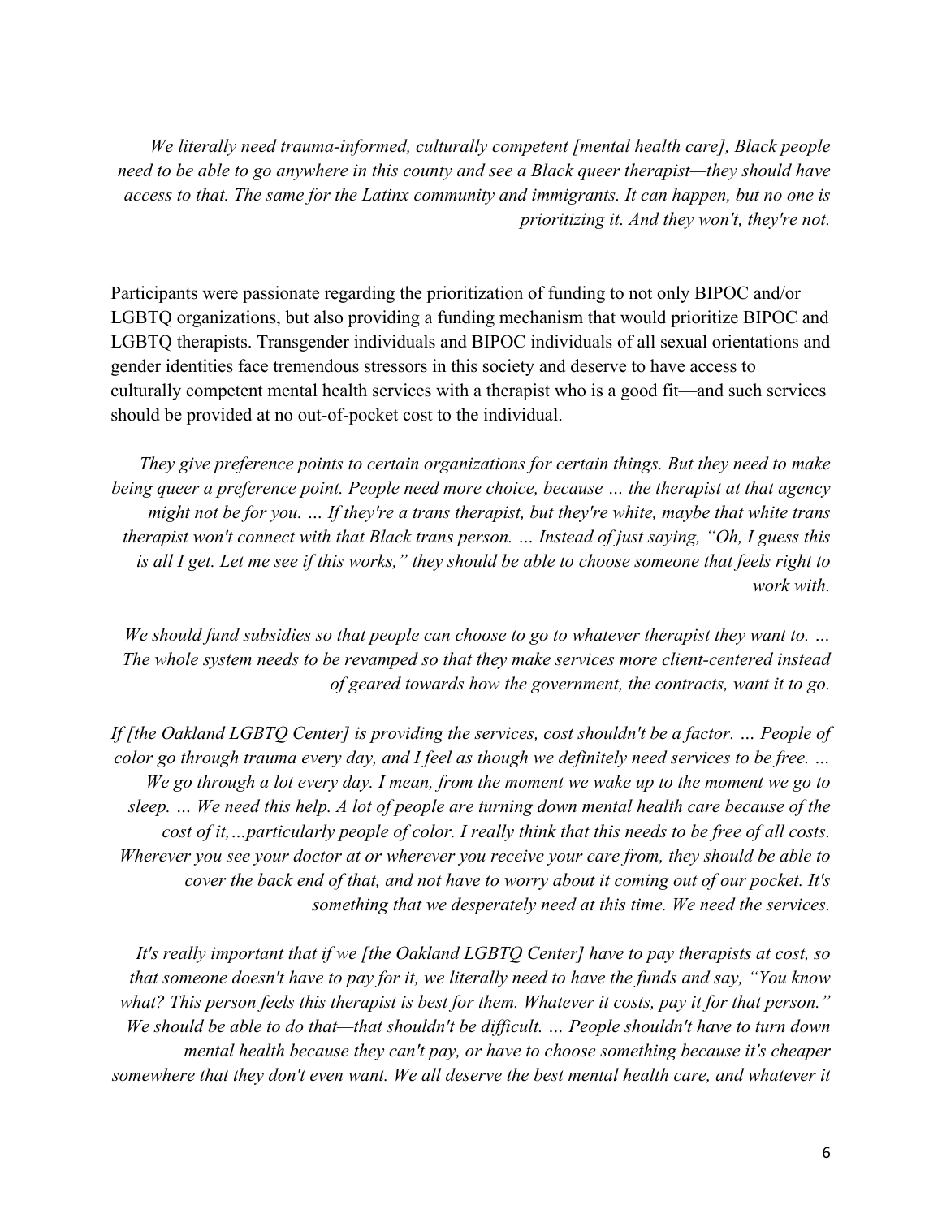*We literally need trauma-informed, culturally competent [mental health care], Black people need to be able to go anywhere in this county and see a Black queer therapist—they should have access to that. The same for the Latinx community and immigrants. It can happen, but no one is prioritizing it. And they won't, they're not.*

Participants were passionate regarding the prioritization of funding to not only BIPOC and/or LGBTQ organizations, but also providing a funding mechanism that would prioritize BIPOC and LGBTQ therapists. Transgender individuals and BIPOC individuals of all sexual orientations and gender identities face tremendous stressors in this society and deserve to have access to culturally competent mental health services with a therapist who is a good fit—and such services should be provided at no out-of-pocket cost to the individual.

*They give preference points to certain organizations for certain things. But they need to make being queer a preference point. People need more choice, because … the therapist at that agency might not be for you. … If they're a trans therapist, but they're white, maybe that white trans therapist won't connect with that Black trans person. … Instead of just saying, "Oh, I guess this is all I get. Let me see if this works," they should be able to choose someone that feels right to work with.*

*We should fund subsidies so that people can choose to go to whatever therapist they want to. … The whole system needs to be revamped so that they make services more client-centered instead of geared towards how the government, the contracts, want it to go.*

*If [the Oakland LGBTQ Center] is providing the services, cost shouldn't be a factor. … People of color go through trauma every day, and I feel as though we definitely need services to be free. … We go through a lot every day. I mean, from the moment we wake up to the moment we go to sleep. … We need this help. A lot of people are turning down mental health care because of the cost of it,…particularly people of color. I really think that this needs to be free of all costs. Wherever you see your doctor at or wherever you receive your care from, they should be able to cover the back end of that, and not have to worry about it coming out of our pocket. It's something that we desperately need at this time. We need the services.*

*It's really important that if we [the Oakland LGBTQ Center] have to pay therapists at cost, so that someone doesn't have to pay for it, we literally need to have the funds and say, "You know what? This person feels this therapist is best for them. Whatever it costs, pay it for that person." We should be able to do that—that shouldn't be difficult. … People shouldn't have to turn down mental health because they can't pay, or have to choose something because it's cheaper somewhere that they don't even want. We all deserve the best mental health care, and whatever it*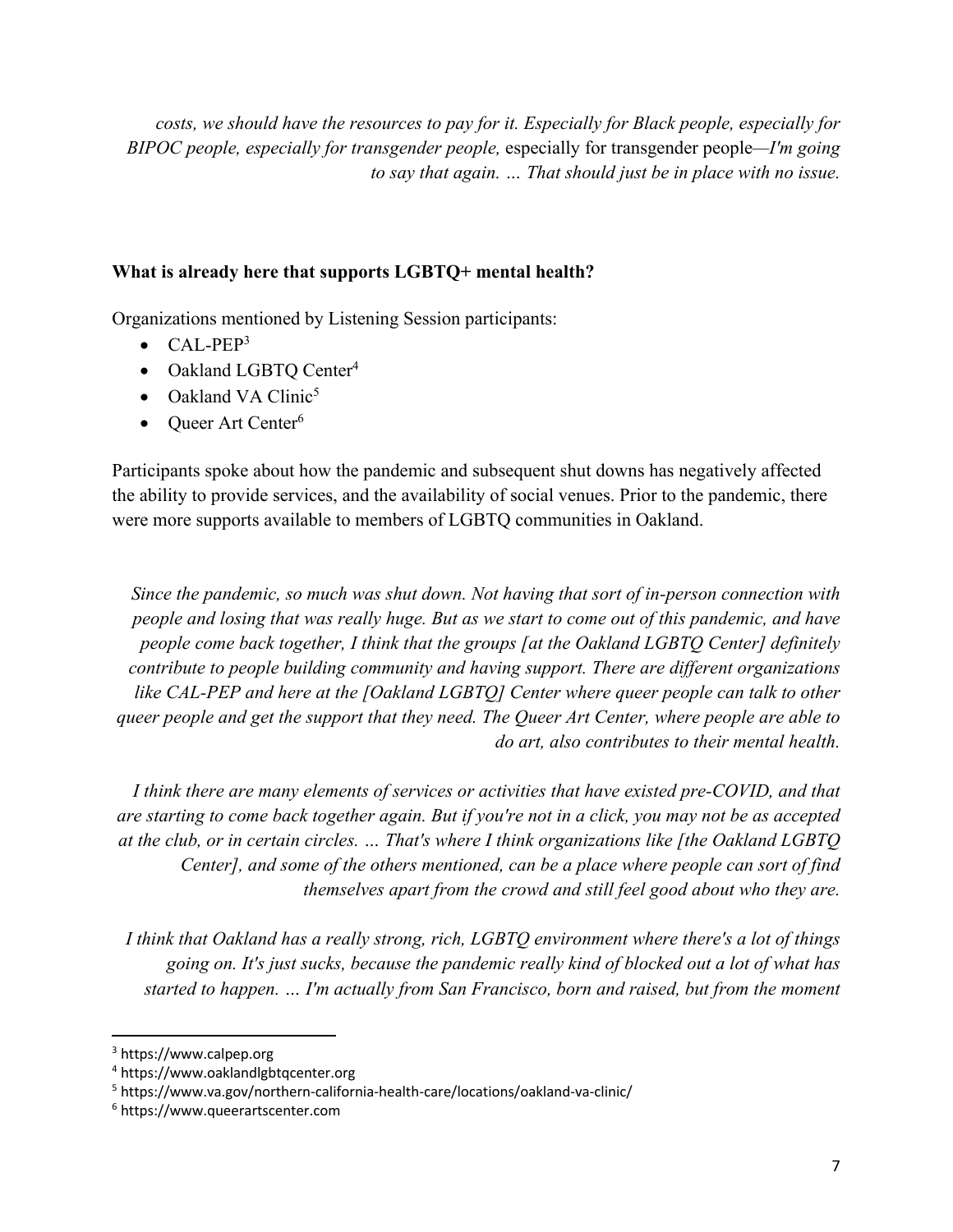*costs, we should have the resources to pay for it. Especially for Black people, especially for BIPOC people, especially for transgender people,* especially for transgender people—*I'm going to say that again. … That should just be in place with no issue.*

**What is already here that supports LGBTQ+ mental health?**

Organizations mentioned by Listening Session participants:

- CAL-PEP[3]
- Oakland LGBTQ Center[4]
- Oakland VA Clinic[5]
- Queer Art Center[6]

Participants spoke about how the pandemic and subsequent shut downs has negatively affected the ability to provide services, and the availability of social venues. Prior to the pandemic, there were more supports available to members of LGBTQ communities in Oakland.

*Since the pandemic, so much was shut down. Not having that sort of in-person connection with people and losing that was really huge. But as we start to come out of this pandemic, and have people come back together, I think that the groups [at the Oakland LGBTQ Center] definitely contribute to people building community and having support. There are different organizations like CAL-PEP and here at the [Oakland LGBTQ] Center where queer people can talk to other queer people and get the support that they need. The Queer Art Center, where people are able to do art, also contributes to their mental health.*

*I think there are many elements of services or activities that have existed pre-COVID, and that are starting to come back together again. But if you're not in a click, you may not be as accepted at the club, or in certain circles. … That's where I think organizations like [the Oakland LGBTQ Center], and some of the others mentioned, can be a place where people can sort of find themselves apart from the crowd and still feel good about who they are.*

*I think that Oakland has a really strong, rich, LGBTQ environment where there's a lot of things going on. It's just sucks, because the pandemic really kind of blocked out a lot of what has started to happen. … I'm actually from San Francisco, born and raised, but from the moment*

[3] https://www.calpep.org

[4] https://www.oaklandlgbtqcenter.org

[5] https://www.va.gov/northern-california-health-care/locations/oakland-va-clinic/

[6] https://www.queerartscenter.com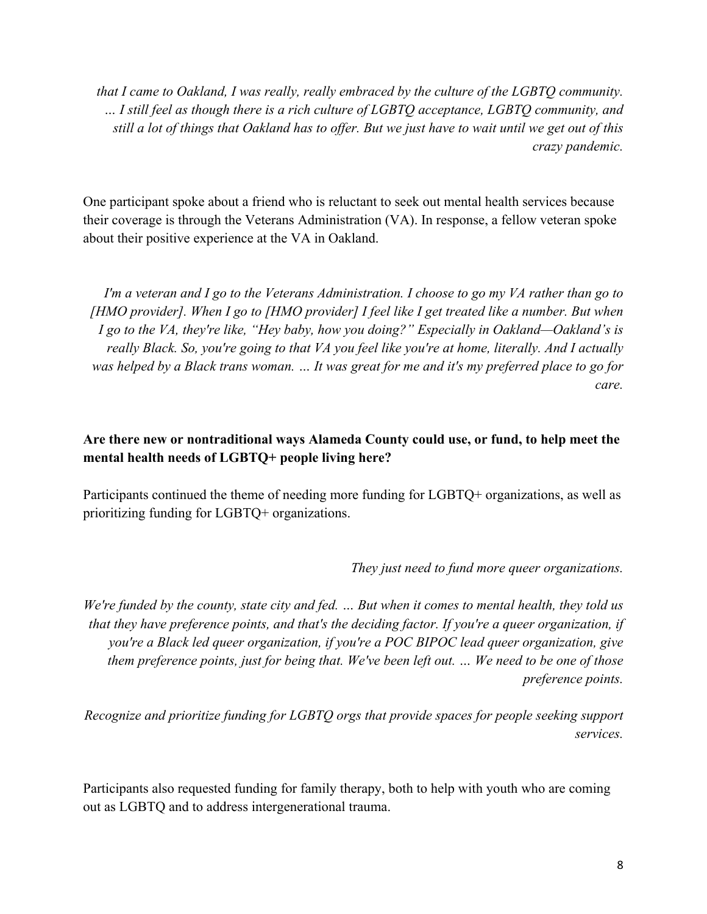*that I came to Oakland, I was really, really embraced by the culture of the LGBTQ community. … I still feel as though there is a rich culture of LGBTQ acceptance, LGBTQ community, and still a lot of things that Oakland has to offer. But we just have to wait until we get out of this crazy pandemic.*

One participant spoke about a friend who is reluctant to seek out mental health services because their coverage is through the Veterans Administration (VA). In response, a fellow veteran spoke about their positive experience at the VA in Oakland.

*I'm a veteran and I go to the Veterans Administration. I choose to go my VA rather than go to [HMO provider]. When I go to [HMO provider] I feel like I get treated like a number. But when I go to the VA, they're like, "Hey baby, how you doing?" Especially in Oakland—Oakland's is really Black. So, you're going to that VA you feel like you're at home, literally. And I actually was helped by a Black trans woman. … It was great for me and it's my preferred place to go for care.*

**Are there new or nontraditional ways Alameda County could use, or fund, to help meet the mental health needs of LGBTQ+ people living here?**

Participants continued the theme of needing more funding for LGBTQ+ organizations, as well as prioritizing funding for LGBTQ+ organizations.

*They just need to fund more queer organizations.*

*We're funded by the county, state city and fed. … But when it comes to mental health, they told us that they have preference points, and that's the deciding factor. If you're a queer organization, if you're a Black led queer organization, if you're a POC BIPOC lead queer organization, give them preference points, just for being that. We've been left out. … We need to be one of those preference points.*

*Recognize and prioritize funding for LGBTQ orgs that provide spaces for people seeking support services.*

Participants also requested funding for family therapy, both to help with youth who are coming out as LGBTQ and to address intergenerational trauma.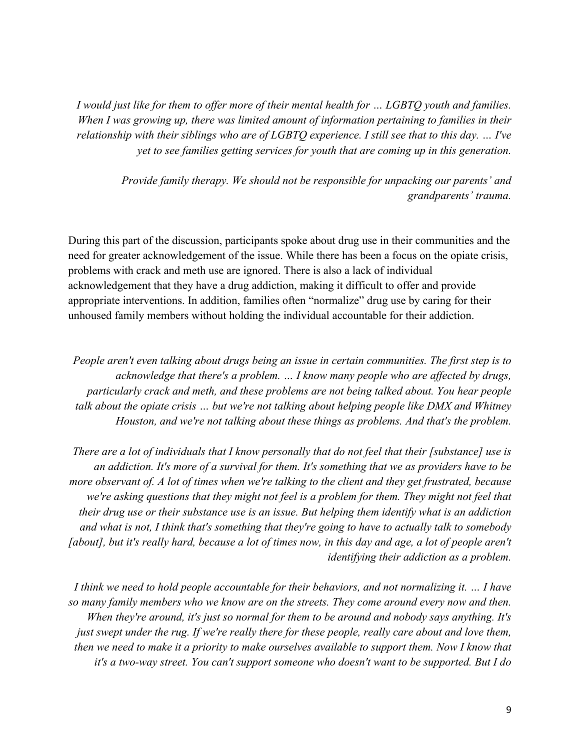*I would just like for them to offer more of their mental health for … LGBTQ youth and families. When I was growing up, there was limited amount of information pertaining to families in their relationship with their siblings who are of LGBTQ experience. I still see that to this day. … I've yet to see families getting services for youth that are coming up in this generation.*

*Provide family therapy. We should not be responsible for unpacking our parents' and grandparents' trauma.*

During this part of the discussion, participants spoke about drug use in their communities and the need for greater acknowledgement of the issue. While there has been a focus on the opiate crisis, problems with crack and meth use are ignored. There is also a lack of individual acknowledgement that they have a drug addiction, making it difficult to offer and provide appropriate interventions. In addition, families often "normalize" drug use by caring for their unhoused family members without holding the individual accountable for their addiction.

*People aren't even talking about drugs being an issue in certain communities. The first step is to acknowledge that there's a problem. … I know many people who are affected by drugs, particularly crack and meth, and these problems are not being talked about. You hear people talk about the opiate crisis … but we're not talking about helping people like DMX and Whitney Houston, and we're not talking about these things as problems. And that's the problem.*

*There are a lot of individuals that I know personally that do not feel that their [substance] use is an addiction. It's more of a survival for them. It's something that we as providers have to be more observant of. A lot of times when we're talking to the client and they get frustrated, because we're asking questions that they might not feel is a problem for them. They might not feel that their drug use or their substance use is an issue. But helping them identify what is an addiction and what is not, I think that's something that they're going to have to actually talk to somebody [about], but it's really hard, because a lot of times now, in this day and age, a lot of people aren't identifying their addiction as a problem.*

*I think we need to hold people accountable for their behaviors, and not normalizing it. … I have so many family members who we know are on the streets. They come around every now and then. When they're around, it's just so normal for them to be around and nobody says anything. It's just swept under the rug. If we're really there for these people, really care about and love them, then we need to make it a priority to make ourselves available to support them. Now I know that it's a two-way street. You can't support someone who doesn't want to be supported. But I do*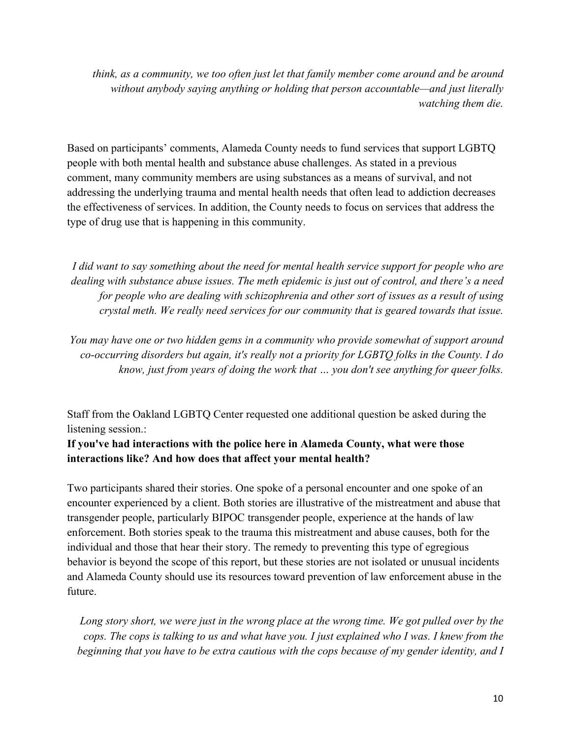*think, as a community, we too often just let that family member come around and be around without anybody saying anything or holding that person accountable—and just literally watching them die.*

Based on participants' comments, Alameda County needs to fund services that support LGBTQ people with both mental health and substance abuse challenges. As stated in a previous comment, many community members are using substances as a means of survival, and not addressing the underlying trauma and mental health needs that often lead to addiction decreases the effectiveness of services. In addition, the County needs to focus on services that address the type of drug use that is happening in this community.

*I did want to say something about the need for mental health service support for people who are dealing with substance abuse issues. The meth epidemic is just out of control, and there's a need for people who are dealing with schizophrenia and other sort of issues as a result of using crystal meth. We really need services for our community that is geared towards that issue.*

*You may have one or two hidden gems in a community who provide somewhat of support around co-occurring disorders but again, it's really not a priority for LGBTQ folks in the County. I do know, just from years of doing the work that … you don't see anything for queer folks.*

Staff from the Oakland LGBTQ Center requested one additional question be asked during the listening session.:

**If you've had interactions with the police here in Alameda County, what were those interactions like? And how does that affect your mental health?**

Two participants shared their stories. One spoke of a personal encounter and one spoke of an encounter experienced by a client. Both stories are illustrative of the mistreatment and abuse that transgender people, particularly BIPOC transgender people, experience at the hands of law enforcement. Both stories speak to the trauma this mistreatment and abuse causes, both for the individual and those that hear their story. The remedy to preventing this type of egregious behavior is beyond the scope of this report, but these stories are not isolated or unusual incidents and Alameda County should use its resources toward prevention of law enforcement abuse in the future.

*Long story short, we were just in the wrong place at the wrong time. We got pulled over by the cops. The cops is talking to us and what have you. I just explained who I was. I knew from the beginning that you have to be extra cautious with the cops because of my gender identity, and I*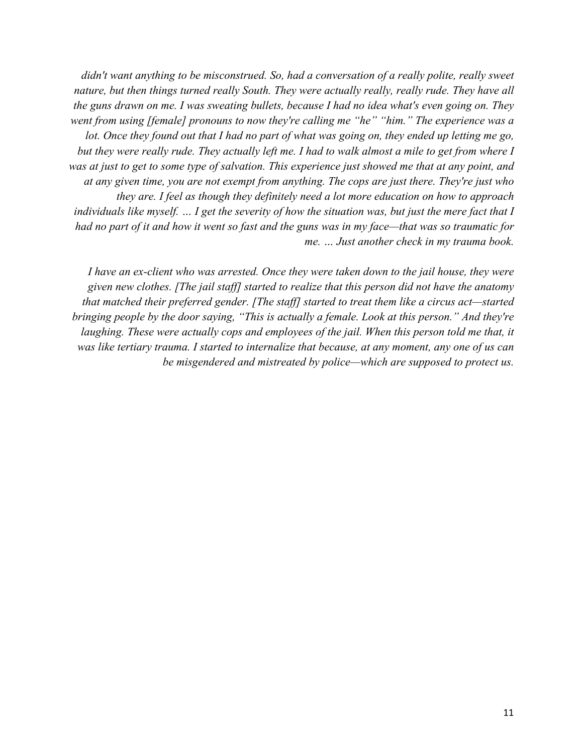*didn't want anything to be misconstrued. So, had a conversation of a really polite, really sweet nature, but then things turned really South. They were actually really, really rude. They have all the guns drawn on me. I was sweating bullets, because I had no idea what's even going on. They went from using [female] pronouns to now they're calling me "he" "him." The experience was a lot. Once they found out that I had no part of what was going on, they ended up letting me go, but they were really rude. They actually left me. I had to walk almost a mile to get from where I was at just to get to some type of salvation. This experience just showed me that at any point, and at any given time, you are not exempt from anything. The cops are just there. They're just who they are. I feel as though they definitely need a lot more education on how to approach individuals like myself. … I get the severity of how the situation was, but just the mere fact that I had no part of it and how it went so fast and the guns was in my face—that was so traumatic for me. … Just another check in my trauma book.*

*I have an ex-client who was arrested. Once they were taken down to the jail house, they were given new clothes. [The jail staff] started to realize that this person did not have the anatomy that matched their preferred gender. [The staff] started to treat them like a circus act—started bringing people by the door saying, "This is actually a female. Look at this person." And they're laughing. These were actually cops and employees of the jail. When this person told me that, it was like tertiary trauma. I started to internalize that because, at any moment, any one of us can be misgendered and mistreated by police—which are supposed to protect us.*